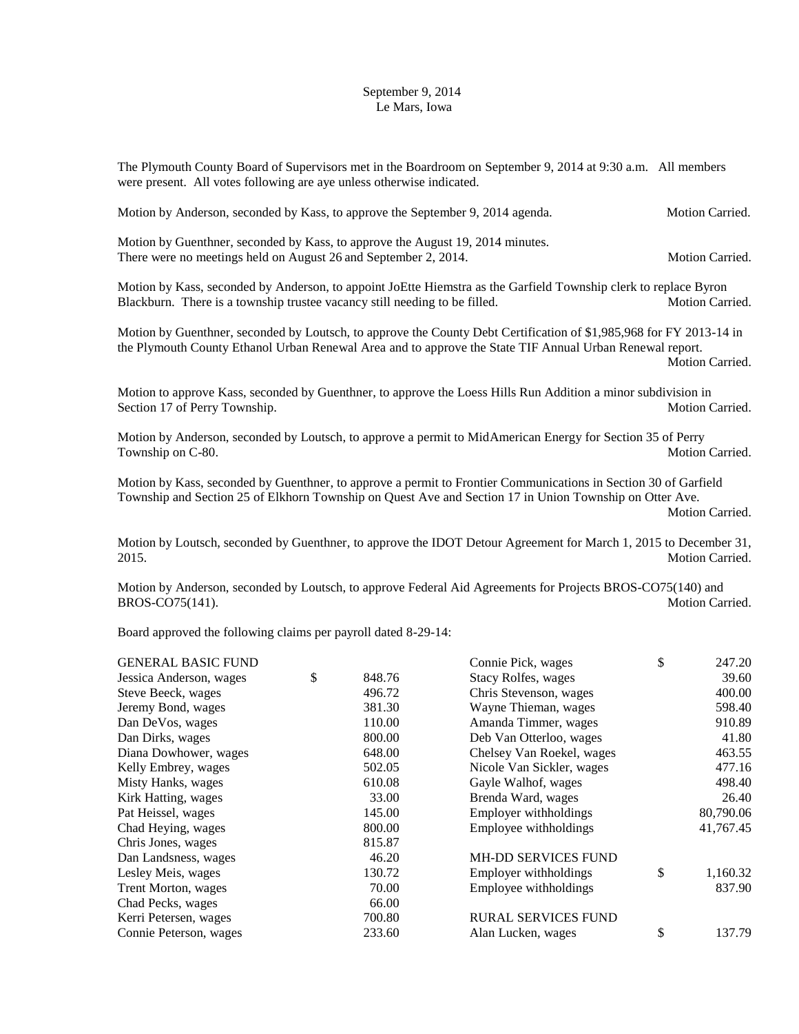September 9, 2014
Le Mars, Iowa

The Plymouth County Board of Supervisors met in the Boardroom on September 9, 2014 at 9:30 a.m. All members were present. All votes following are aye unless otherwise indicated.

Motion by Anderson, seconded by Kass, to approve the September 9, 2014 agenda. Motion Carried.

Motion by Guenthner, seconded by Kass, to approve the August 19, 2014 minutes.
There were no meetings held on August 26 and September 2, 2014. Motion Carried.

Motion by Kass, seconded by Anderson, to appoint JoEtte Hiemstra as the Garfield Township clerk to replace Byron Blackburn. There is a township trustee vacancy still needing to be filled. Motion Carried.

Motion by Guenthner, seconded by Loutsch, to approve the County Debt Certification of $1,985,968 for FY 2013-14 in the Plymouth County Ethanol Urban Renewal Area and to approve the State TIF Annual Urban Renewal report. Motion Carried.

Motion to approve Kass, seconded by Guenthner, to approve the Loess Hills Run Addition a minor subdivision in Section 17 of Perry Township. Motion Carried.

Motion by Anderson, seconded by Loutsch, to approve a permit to MidAmerican Energy for Section 35 of Perry Township on C-80. Motion Carried.

Motion by Kass, seconded by Guenthner, to approve a permit to Frontier Communications in Section 30 of Garfield Township and Section 25 of Elkhorn Township on Quest Ave and Section 17 in Union Township on Otter Ave. Motion Carried.

Motion by Loutsch, seconded by Guenthner, to approve the IDOT Detour Agreement for March 1, 2015 to December 31, 2015. Motion Carried.

Motion by Anderson, seconded by Loutsch, to approve Federal Aid Agreements for Projects BROS-CO75(140) and BROS-CO75(141). Motion Carried.

Board approved the following claims per payroll dated 8-29-14:

| | |
|---|---|
| GENERAL BASIC FUND | |
| Jessica Anderson, wages | $ 848.76 |
| Steve Beeck, wages | 496.72 |
| Jeremy Bond, wages | 381.30 |
| Dan DeVos, wages | 110.00 |
| Dan Dirks, wages | 800.00 |
| Diana Dowhower, wages | 648.00 |
| Kelly Embrey, wages | 502.05 |
| Misty Hanks, wages | 610.08 |
| Kirk Hatting, wages | 33.00 |
| Pat Heissel, wages | 145.00 |
| Chad Heying, wages | 800.00 |
| Chris Jones, wages | 815.87 |
| Dan Landsness, wages | 46.20 |
| Lesley Meis, wages | 130.72 |
| Trent Morton, wages | 70.00 |
| Chad Pecks, wages | 66.00 |
| Kerri Petersen, wages | 700.80 |
| Connie Peterson, wages | 233.60 |
| Connie Pick, wages | $ 247.20 |
| Stacy Rolfes, wages | 39.60 |
| Chris Stevenson, wages | 400.00 |
| Wayne Thieman, wages | 598.40 |
| Amanda Timmer, wages | 910.89 |
| Deb Van Otterloo, wages | 41.80 |
| Chelsey Van Roekel, wages | 463.55 |
| Nicole Van Sickler, wages | 477.16 |
| Gayle Walhof, wages | 498.40 |
| Brenda Ward, wages | 26.40 |
| Employer withholdings | 80,790.06 |
| Employee withholdings | 41,767.45 |
| | |
| MH-DD SERVICES FUND | |
| Employer withholdings | $ 1,160.32 |
| Employee withholdings | 837.90 |
| | |
| RURAL SERVICES FUND | |
| Alan Lucken, wages | $ 137.79 |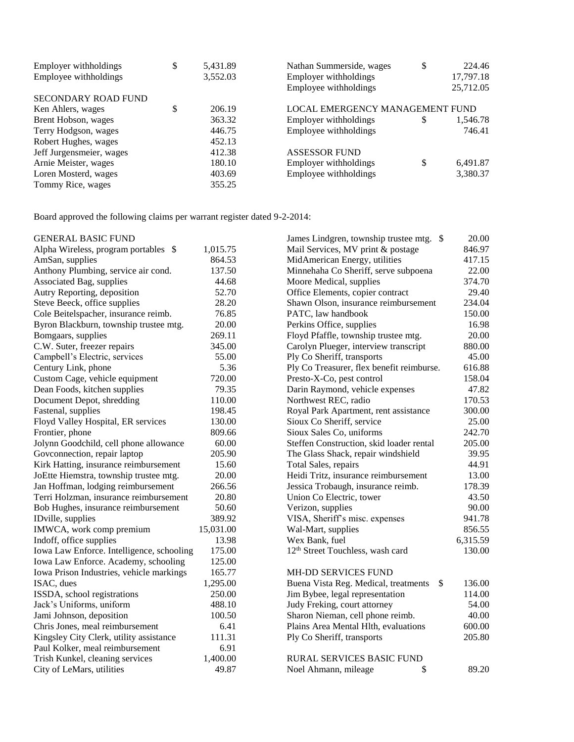| | | |
|---|---|---|
| Employer withholdings | $ | 5,431.89 |
| Employee withholdings | | 3,552.03 |

SECONDARY ROAD FUND

| | | |
|---|---|---|
| Ken Ahlers, wages | $ | 206.19 |
| Brent Hobson, wages | | 363.32 |
| Terry Hodgson, wages | | 446.75 |
| Robert Hughes, wages | | 452.13 |
| Jeff Jurgensmeier, wages | | 412.38 |
| Arnie Meister, wages | | 180.10 |
| Loren Mosterd, wages | | 403.69 |
| Tommy Rice, wages | | 355.25 |
| Nathan Summerside, wages | $ | 224.46 |
| Employer withholdings | | 17,797.18 |
| Employee withholdings | | 25,712.05 |

LOCAL EMERGENCY MANAGEMENT FUND

| | | |
|---|---|---|
| Employer withholdings | $ | 1,546.78 |
| Employee withholdings | | 746.41 |

ASSESSOR FUND

| | | |
|---|---|---|
| Employer withholdings | $ | 6,491.87 |
| Employee withholdings | | 3,380.37 |

Board approved the following claims per warrant register dated 9-2-2014:

GENERAL BASIC FUND

| | | |
|---|---|---|
| Alpha Wireless, program portables | $ | 1,015.75 |
| AmSan, supplies | | 864.53 |
| Anthony Plumbing, service air cond. | | 137.50 |
| Associated Bag, supplies | | 44.68 |
| Autry Reporting, deposition | | 52.70 |
| Steve Beeck, office supplies | | 28.20 |
| Cole Beitelspacher, insurance reimb. | | 76.85 |
| Byron Blackburn, township trustee mtg. | | 20.00 |
| Bomgaars, supplies | | 269.11 |
| C.W. Suter, freezer repairs | | 345.00 |
| Campbell's Electric, services | | 55.00 |
| Century Link, phone | | 5.36 |
| Custom Cage, vehicle equipment | | 720.00 |
| Dean Foods, kitchen supplies | | 79.35 |
| Document Depot, shredding | | 110.00 |
| Fastenal, supplies | | 198.45 |
| Floyd Valley Hospital, ER services | | 130.00 |
| Frontier, phone | | 809.66 |
| Jolynn Goodchild, cell phone allowance | | 60.00 |
| Govconnection, repair laptop | | 205.90 |
| Kirk Hatting, insurance reimbursement | | 15.60 |
| JoEtte Hiemstra, township trustee mtg. | | 20.00 |
| Jan Hoffman, lodging reimbursement | | 266.56 |
| Terri Holzman, insurance reimbursement | | 20.80 |
| Bob Hughes, insurance reimbursement | | 50.60 |
| IDville, supplies | | 389.92 |
| IMWCA, work comp premium | | 15,031.00 |
| Indoff, office supplies | | 13.98 |
| Iowa Law Enforce. Intelligence, schooling | | 175.00 |
| Iowa Law Enforce. Academy, schooling | | 125.00 |
| Iowa Prison Industries, vehicle markings | | 165.77 |
| ISAC, dues | | 1,295.00 |
| ISSDA, school registrations | | 250.00 |
| Jack's Uniforms, uniform | | 488.10 |
| Jami Johnson, deposition | | 100.50 |
| Chris Jones, meal reimbursement | | 6.41 |
| Kingsley City Clerk, utility assistance | | 111.31 |
| Paul Kolker, meal reimbursement | | 6.91 |
| Trish Kunkel, cleaning services | | 1,400.00 |
| City of LeMars, utilities | | 49.87 |
| James Lindgren, township trustee mtg. | $ | 20.00 |
| Mail Services, MV print & postage | | 846.97 |
| MidAmerican Energy, utilities | | 417.15 |
| Minnehaha Co Sheriff, serve subpoena | | 22.00 |
| Moore Medical, supplies | | 374.70 |
| Office Elements, copier contract | | 29.40 |
| Shawn Olson, insurance reimbursement | | 234.04 |
| PATC, law handbook | | 150.00 |
| Perkins Office, supplies | | 16.98 |
| Floyd Pfaffle, township trustee mtg. | | 20.00 |
| Carolyn Plueger, interview transcript | | 880.00 |
| Ply Co Sheriff, transports | | 45.00 |
| Ply Co Treasurer, flex benefit reimburse. | | 616.88 |
| Presto-X-Co, pest control | | 158.04 |
| Darin Raymond, vehicle expenses | | 47.82 |
| Northwest REC, radio | | 170.53 |
| Royal Park Apartment, rent assistance | | 300.00 |
| Sioux Co Sheriff, service | | 25.00 |
| Sioux Sales Co, uniforms | | 242.70 |
| Steffen Construction, skid loader rental | | 205.00 |
| The Glass Shack, repair windshield | | 39.95 |
| Total Sales, repairs | | 44.91 |
| Heidi Tritz, insurance reimbursement | | 13.00 |
| Jessica Trobaugh, insurance reimb. | | 178.39 |
| Union Co Electric, tower | | 43.50 |
| Verizon, supplies | | 90.00 |
| VISA, Sheriff's misc. expenses | | 941.78 |
| Wal-Mart, supplies | | 856.55 |
| Wex Bank, fuel | | 6,315.59 |
| 12th Street Touchless, wash card | | 130.00 |

MH-DD SERVICES FUND

| | | |
|---|---|---|
| Buena Vista Reg. Medical, treatments | $ | 136.00 |
| Jim Bybee, legal representation | | 114.00 |
| Judy Freking, court attorney | | 54.00 |
| Sharon Nieman, cell phone reimb. | | 40.00 |
| Plains Area Mental Hlth, evaluations | | 600.00 |
| Ply Co Sheriff, transports | | 205.80 |

RURAL SERVICES BASIC FUND

| | | |
|---|---|---|
| Noel Ahmann, mileage | $ | 89.20 |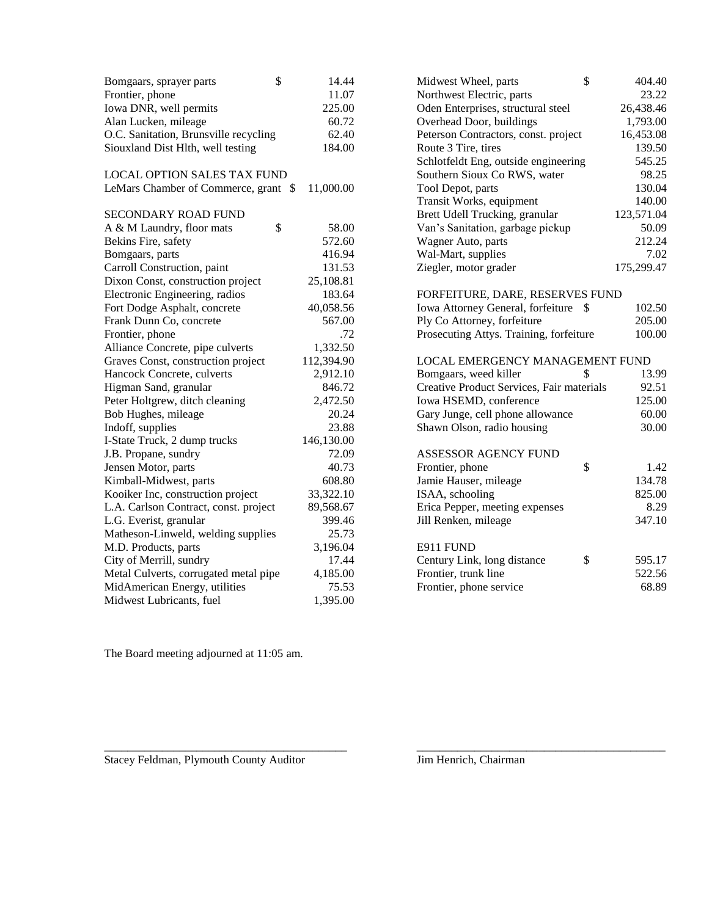| | |
|---|---|
| Bomgaars, sprayer parts | $ 14.44 |
| Frontier, phone | 11.07 |
| Iowa DNR, well permits | 225.00 |
| Alan Lucken, mileage | 60.72 |
| O.C. Sanitation, Brunsville recycling | 62.40 |
| Siouxland Dist Hlth, well testing | 184.00 |

LOCAL OPTION SALES TAX FUND

| | |
|---|---|
| LeMars Chamber of Commerce, grant | $ 11,000.00 |

SECONDARY ROAD FUND

| | |
|---|---|
| A & M Laundry, floor mats | $ 58.00 |
| Bekins Fire, safety | 572.60 |
| Bomgaars, parts | 416.94 |
| Carroll Construction, paint | 131.53 |
| Dixon Const, construction project | 25,108.81 |
| Electronic Engineering, radios | 183.64 |
| Fort Dodge Asphalt, concrete | 40,058.56 |
| Frank Dunn Co, concrete | 567.00 |
| Frontier, phone | .72 |
| Alliance Concrete, pipe culverts | 1,332.50 |
| Graves Const, construction project | 112,394.90 |
| Hancock Concrete, culverts | 2,912.10 |
| Higman Sand, granular | 846.72 |
| Peter Holtgrew, ditch cleaning | 2,472.50 |
| Bob Hughes, mileage | 20.24 |
| Indoff, supplies | 23.88 |
| I-State Truck, 2 dump trucks | 146,130.00 |
| J.B. Propane, sundry | 72.09 |
| Jensen Motor, parts | 40.73 |
| Kimball-Midwest, parts | 608.80 |
| Kooiker Inc, construction project | 33,322.10 |
| L.A. Carlson Contract, const. project | 89,568.67 |
| L.G. Everist, granular | 399.46 |
| Matheson-Linweld, welding supplies | 25.73 |
| M.D. Products, parts | 3,196.04 |
| City of Merrill, sundry | 17.44 |
| Metal Culverts, corrugated metal pipe | 4,185.00 |
| MidAmerican Energy, utilities | 75.53 |
| Midwest Lubricants, fuel | 1,395.00 |
| Midwest Wheel, parts | $ 404.40 |
| Northwest Electric, parts | 23.22 |
| Oden Enterprises, structural steel | 26,438.46 |
| Overhead Door, buildings | 1,793.00 |
| Peterson Contractors, const. project | 16,453.08 |
| Route 3 Tire, tires | 139.50 |
| Schlotfeldt Eng, outside engineering | 545.25 |
| Southern Sioux Co RWS, water | 98.25 |
| Tool Depot, parts | 130.04 |
| Transit Works, equipment | 140.00 |
| Brett Udell Trucking, granular | 123,571.04 |
| Van's Sanitation, garbage pickup | 50.09 |
| Wagner Auto, parts | 212.24 |
| Wal-Mart, supplies | 7.02 |
| Ziegler, motor grader | 175,299.47 |

FORFEITURE, DARE, RESERVES FUND

| | |
|---|---|
| Iowa Attorney General, forfeiture | $ 102.50 |
| Ply Co Attorney, forfeiture | 205.00 |
| Prosecuting Attys. Training, forfeiture | 100.00 |

LOCAL EMERGENCY MANAGEMENT FUND

| | |
|---|---|
| Bomgaars, weed killer | $ 13.99 |
| Creative Product Services, Fair materials | 92.51 |
| Iowa HSEMD, conference | 125.00 |
| Gary Junge, cell phone allowance | 60.00 |
| Shawn Olson, radio housing | 30.00 |

ASSESSOR AGENCY FUND

| | |
|---|---|
| Frontier, phone | $ 1.42 |
| Jamie Hauser, mileage | 134.78 |
| ISAA, schooling | 825.00 |
| Erica Pepper, meeting expenses | 8.29 |
| Jill Renken, mileage | 347.10 |

E911 FUND

| | |
|---|---|
| Century Link, long distance | $ 595.17 |
| Frontier, trunk line | 522.56 |
| Frontier, phone service | 68.89 |

The Board meeting adjourned at 11:05 am.

\_\_\_\_\_\_\_\_\_\_\_\_\_\_\_\_\_\_\_\_\_\_\_\_\_\_\_\_\_\_\_\_\_\_\_\_\_\_\_\_\_\_

Stacey Feldman, Plymouth County Auditor

\_\_\_\_\_\_\_\_\_\_\_\_\_\_\_\_\_\_\_\_\_\_\_\_\_\_\_\_\_\_\_\_\_\_\_\_\_\_\_\_\_\_

Jim Henrich, Chairman